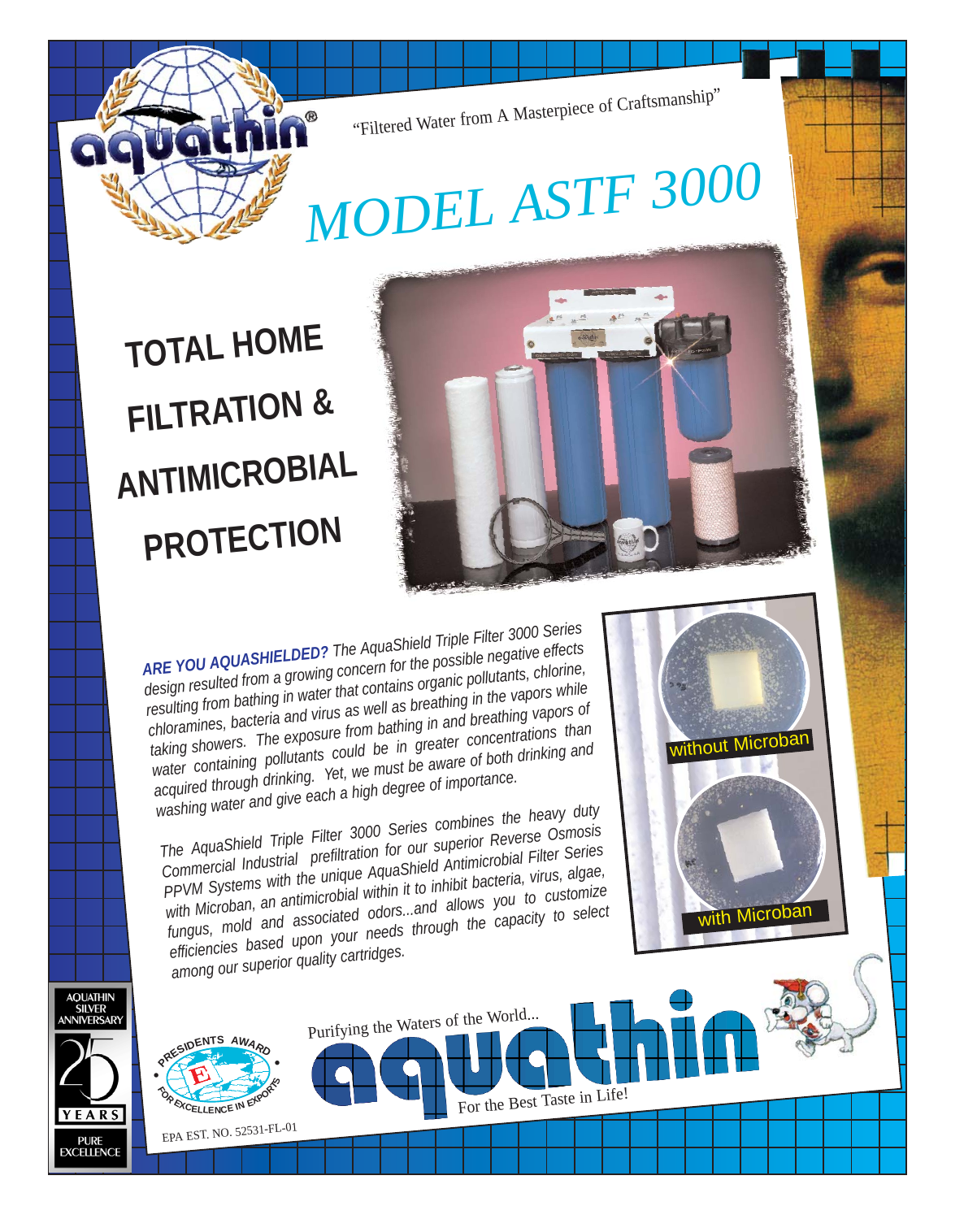aquathin®

"Filtered Water from A Masterpiece of Craftsmanship"

# MODEL ASTF 3000

## TOTAL HOME FILTRATION & ANTIMICROBIAL PROTECTION

***ARE YOU AQUASHIELDED?*** *The AquaShield Triple Filter 3000 Series design resulted from a growing concern for the possible negative effects resulting from bathing in water that contains organic pollutants, chlorine, chloramines, bacteria and virus as well as breathing in the vapors while taking showers. The exposure from bathing in and breathing vapors of water containing pollutants could be in greater concentrations than acquired through drinking. Yet, we must be aware of both drinking and washing water and give each a high degree of importance.*

*The AquaShield Triple Filter 3000 Series combines the heavy duty Commercial Industrial prefiltration for our superior Reverse Osmosis PPVM Systems with the unique AquaShield Antimicrobial Filter Series with Microban, an antimicrobial within it to inhibit bacteria, virus, algae, fungus, mold and associated odors...and allows you to customize efficiencies based upon your needs through the capacity to select among our superior quality cartridges.*

without Microban

with Microban

AQUATHIN SILVER ANNIVERSARY 25 YEARS PURE EXCELLENCE

PRESIDENTS AWARD E FOR EXCELLENCE IN EXPORTS

Purifying the Waters of the World...

aquathin

For the Best Taste in Life!

EPA EST. NO. 52531-FL-01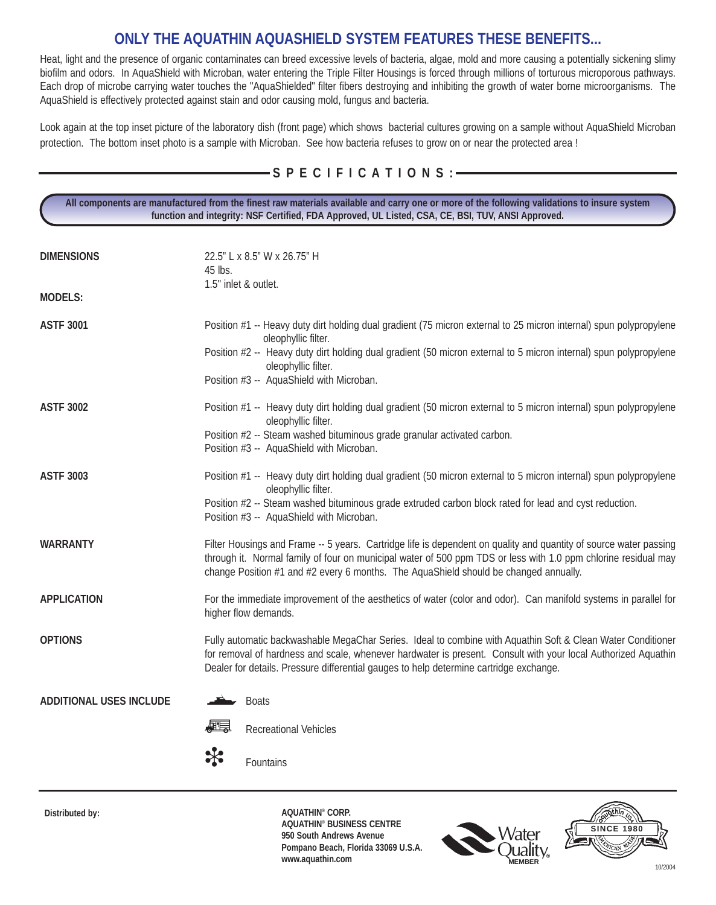## ONLY THE AQUATHIN AQUASHIELD SYSTEM FEATURES THESE BENEFITS...

Heat, light and the presence of organic contaminates can breed excessive levels of bacteria, algae, mold and more causing a potentially sickening slimy biofilm and odors. In AquaShield with Microban, water entering the Triple Filter Housings is forced through millions of torturous microporous pathways. Each drop of microbe carrying water touches the "AquaShielded" filter fibers destroying and inhibiting the growth of water borne microorganisms. The AquaShield is effectively protected against stain and odor causing mold, fungus and bacteria.

Look again at the top inset picture of the laboratory dish (front page) which shows bacterial cultures growing on a sample without AquaShield Microban protection. The bottom inset photo is a sample with Microban. See how bacteria refuses to grow on or near the protected area !

## SPECIFICATIONS:

**All components are manufactured from the finest raw materials available and carry one or more of the following validations to insure system function and integrity: NSF Certified, FDA Approved, UL Listed, CSA, CE, BSI, TUV, ANSI Approved.**

**DIMENSIONS**

22.5" L x 8.5" W x 26.75" H
45 lbs.
1.5" inlet & outlet.

**MODELS:**

**ASTF 3001**

Position #1 -- Heavy duty dirt holding dual gradient (75 micron external to 25 micron internal) spun polypropylene oleophyllic filter.
Position #2 -- Heavy duty dirt holding dual gradient (50 micron external to 5 micron internal) spun polypropylene oleophyllic filter.
Position #3 -- AquaShield with Microban.

**ASTF 3002**

Position #1 -- Heavy duty dirt holding dual gradient (50 micron external to 5 micron internal) spun polypropylene oleophyllic filter.
Position #2 -- Steam washed bituminous grade granular activated carbon.
Position #3 -- AquaShield with Microban.

**ASTF 3003**

Position #1 -- Heavy duty dirt holding dual gradient (50 micron external to 5 micron internal) spun polypropylene oleophyllic filter.
Position #2 -- Steam washed bituminous grade extruded carbon block rated for lead and cyst reduction.
Position #3 -- AquaShield with Microban.

**WARRANTY**

Filter Housings and Frame -- 5 years. Cartridge life is dependent on quality and quantity of source water passing through it. Normal family of four on municipal water of 500 ppm TDS or less with 1.0 ppm chlorine residual may change Position #1 and #2 every 6 months. The AquaShield should be changed annually.

**APPLICATION**

For the immediate improvement of the aesthetics of water (color and odor). Can manifold systems in parallel for higher flow demands.

**OPTIONS**

Fully automatic backwashable MegaChar Series. Ideal to combine with Aquathin Soft & Clean Water Conditioner for removal of hardness and scale, whenever hardwater is present. Consult with your local Authorized Aquathin Dealer for details. Pressure differential gauges to help determine cartridge exchange.

**ADDITIONAL USES INCLUDE**

- Boats
- Recreational Vehicles
- Fountains

**Distributed by:**

**AQUATHIN® CORP.**
**AQUATHIN® BUSINESS CENTRE**
**950 South Andrews Avenue**
**Pompano Beach, Florida 33069 U.S.A.**
**www.aquathin.com**

Water Quality MEMBER

Aquathin USA SINCE 1980 AMERICAN MADE

10/2004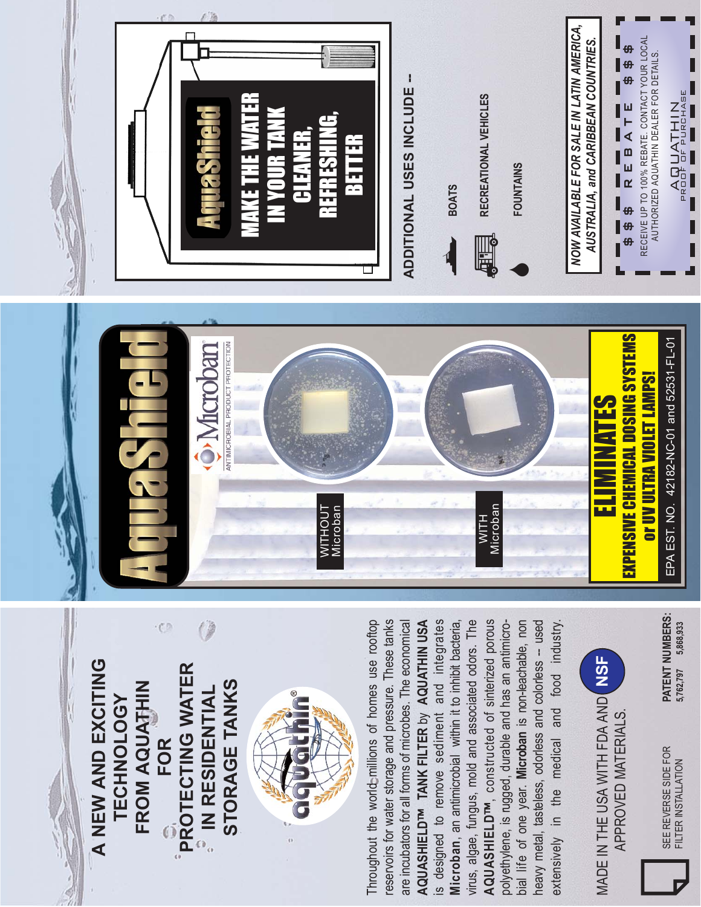# A NEW AND EXCITING TECHNOLOGY FROM AQUATHIN FOR PROTECTING WATER IN RESIDENTIAL STORAGE TANKS

aquathin®

Throughout the world millions of homes use rooftop reservoirs for water storage and pressure. These tanks are incubators for all forms of microbes. The economical **AQUASHIELD™ TANK FILTER** by **AQUATHIN USA** is designed to remove sediment and integrates **Microban**, an antimicrobial within it to inhibit bacteria, virus, algae, fungus, mold and associated odors. The **AQUASHIELD™**, constructed of sinterized porous polyethylene, is rugged, durable and has an antimicrobial life of one year. **Microban** is non-leachable, non heavy metal, tasteless, odorless and colorless -- used extensively in the medical and food industry.

MADE IN THE USA WITH FDA AND APPROVED MATERIALS.

NSF

SEE REVERSE SIDE FOR FILTER INSTALLATION

**PATENT NUMBERS:** 5,762,797 5,868,933

# AquaShield

Microban® ANTIMICROBIAL PRODUCT PROTECTION

WITHOUT Microban

WITH Microban

## ELIMINATES

**EXPENSIVE CHEMICAL DOSING SYSTEMS or UV ULTRA VIOLET LAMPS!**

EPA EST. NO. 42182-NC-01 and 52531-FL-01

**AquaShield**

**MAKE THE WATER IN YOUR TANK CLEANER, REFRESHING, BETTER**

## ADDITIONAL USES INCLUDE --

- BOATS
- RECREATIONAL VEHICLES
- FOUNTAINS

***NOW AVAILABLE FOR SALE IN LATIN AMERICA, AUSTRALIA, and CARIBBEAN COUNTRIES.***

$ $ $ R E B A T E $ $ $

RECEIVE UP TO 100% REBATE. CONTACT YOUR LOCAL AUTHORIZED AQUATHIN DEALER FOR DETAILS.

AQUATHIN PROOF OF PURCHASE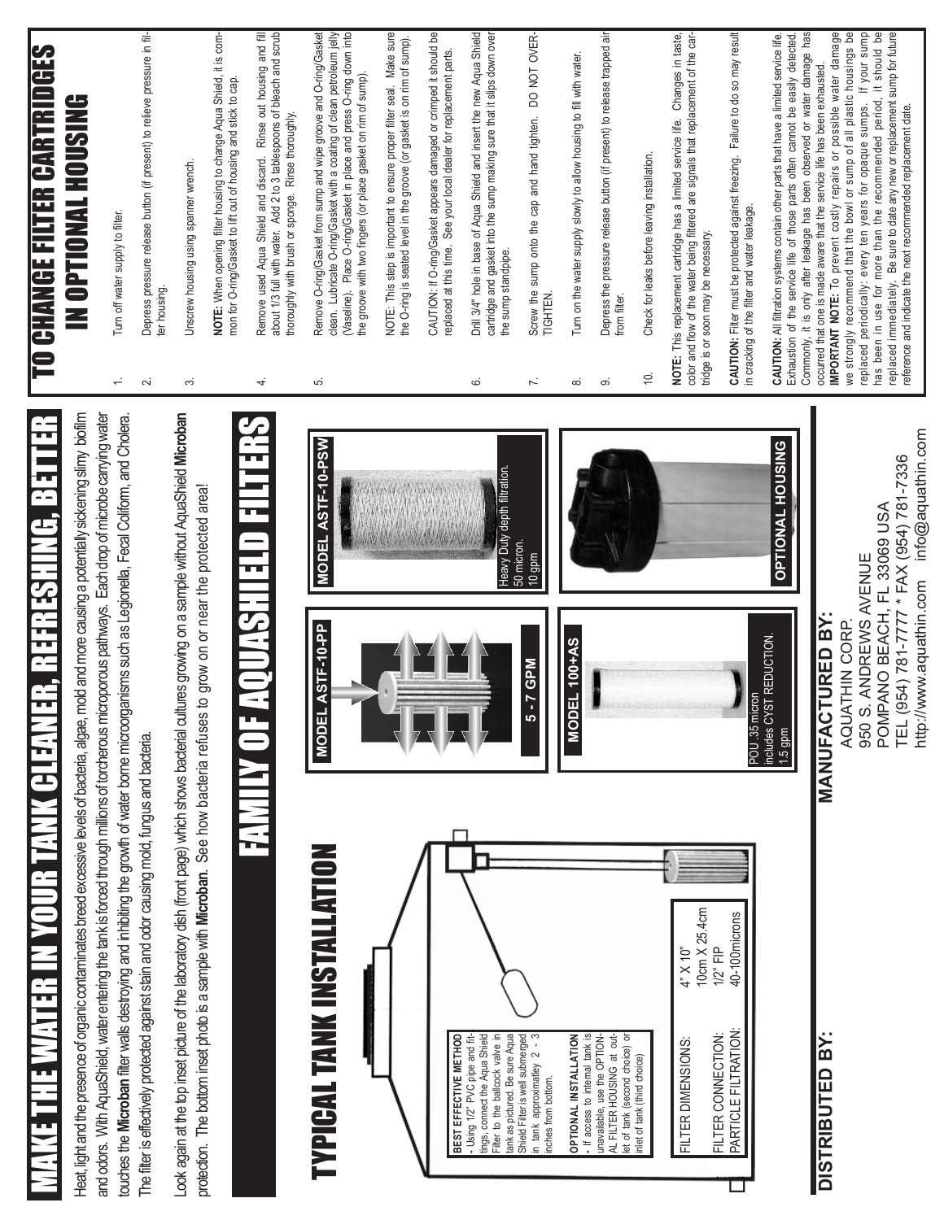# MAKE THE WATER IN YOUR TANK CLEANER, REFRESHING, BETTER

Heat, light and the presence of organic contaminates breed excessive levels of bacteria, algae, mold and more causing a potentially sickening slimy biofilm and odors. With AquaShield, water entering the tank is forced through millions of torcherous microporous pathways. Each drop of microbe carrying water touches the **Microban** filter walls destroying and inhibiting the growth of water borne microorganisms such as Legionella, Fecal Coliform, and Cholera. The filter is effectively protected against stain and odor causing mold, fungus and bacteria.

Look again at the top inset picture of the laboratory dish (front page) which shows bacterial cultures growing on a sample without AquaShield **Microban** protection. The bottom inset photo is a sample with **Microban**. See how bacteria refuses to grow on or near the protected area!

## TYPICAL TANK INSTALLATION

**BEST EFFECTIVE METHOD** - Using 1/2" PVC pipe and fittings, connect the Aqua Shield Filter to the ballcock valve in tank as pictured. Be sure Aqua Shield Filter is well submerged in tank approximatley 2 - 3 inches from bottom.

**OPTIONAL INSTALLATION** - If access to internal tank is unavailable, use the OPTIONAL FILTER HOUSING at outlet of tank (second choice) or inlet of tank (third choice)

| | |
|---|---|
| FILTER DIMENSIONS: | 4" X 10"<br>10cm X 25.4cm |
| FILTER CONNECTION: | 1/2" FIP |
| PARTICLE FILTRATION: | 40-100microns |

## FAMILY OF AQUASHIELD FILTERS

**MODEL ASTF-10-PP**

5 - 7 GPM

**MODEL ASTF-10-PSW**

Heavy Duty depth filtration.
50 micron.
10 gpm

**MODEL 100+AS**

POU .35 micron
includes CYST REDUCTION.
1.5 gpm

**OPTIONAL HOUSING**

**DISTRIBUTED BY:**

**MANUFACTURED BY:**

AQUATHIN CORP.
950 S. ANDREWS AVENUE
POMPANO BEACH, FL 33069 USA
TEL (954) 781-7777 * FAX (954) 781-7336
http://www.aquathin.com info@aquathin.com

# TO CHANGE FILTER CARTRIDGES IN OPTIONAL HOUSING

1. Turn off water supply to filter.
2. Depress pressure release button (if present) to relieve pressure in filter housing.
3. Unscrew housing using spanner wrench.

   **NOTE:** When opening filter housing to change Aqua Shield, it is common for O-ring/Gasket to lift out of housing and stick to cap.
4. Remove used Aqua Shield and discard. Rinse out housing and fill about 1/3 full with water. Add 2 to 3 tablespoons of bleach and scrub thoroughly with brush or sponge. Rinse thoroughly.
5. Remove O-ring/Gasket from sump and wipe groove and O-ring/Gasket clean. Lubricate O-ring/Gasket with a coating of clean petroleum jelly (Vaseline). Place O-ring/Gasket in place and press O-ring down into the groove with two fingers (or place gasket on rim of sump).

   NOTE: This step is important to ensure proper filter seal. Make sure the O-ring is seated level in the groove (or gasket is on rim of sump).

   CAUTION: If O-ring/Gasket appears damaged or crimped it should be replaced at this time. See your local dealer for replacement parts.
6. Drill 3/4" hole in base of Aqua Shield and insert the new Aqua Shield cartridge and gasket into the sump making sure that it slips down over the sump standpipe.
7. Screw the sump onto the cap and hand tighten. DO NOT OVER-TIGHTEN.
8. Turn on the water supply slowly to allow housing to fill with water.
9. Depress the pressure release button (if present) to release trapped air from filter.
10. Check for leaks before leaving installation.

**NOTE:** This replacement cartridge has a limited service life. Changes in taste, color and flow of the water being filtered are signals that replacement of the cartridge is or soon may be necessary.

**CAUTION:** Filter must be protected against freezing. Failure to do so may result in cracking of the filter and water leakage.

**CAUTION:** All filtration systems contain other parts that have a limited service life. Exhaustion of the service life of those parts often cannot be easily detected. Commonly, it is only after leakage has been observed or water damage has occurred that one is made aware that the service life has been exhausted.
**IMPORTANT NOTE:** To prevent costly repairs or possible water damage we strongly recommend that the bowl or sump of all plastic housings be replaced periodically: every ten years for opaque sumps. If your sump has been in use for more than the recommended period, it should be replaced immediately. Be sure to date any new or replacement sump for future reference and indicate the next recommended replacement date.